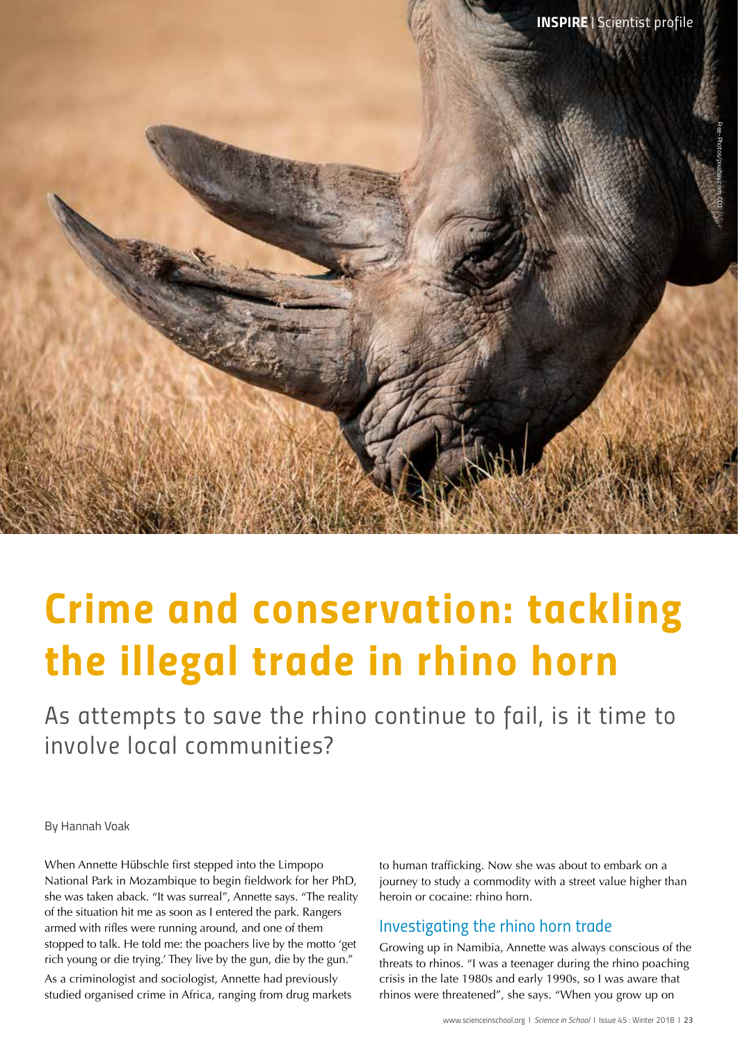# Crime and conservation: tackling the illegal trade in rhino horn

As attempts to save the rhino continue to fail, is it time to involve local communities?

By Hannah Voak

When Annette Hübschle first stepped into the Limpopo National Park in Mozambique to begin fieldwork for her PhD, she was taken aback. "It was surreal", Annette says. "The reality of the situation hit me as soon as I entered the park. Rangers armed with rifles were running around, and one of them stopped to talk. He told me: the poachers live by the motto 'get rich young or die trying.' They live by the gun, die by the gun."

As a criminologist and sociologist, Annette had previously studied organised crime in Africa, ranging from drug markets to human trafficking. Now she was about to embark on a journey to study a commodity with a street value higher than heroin or cocaine: rhino horn.

## Investigating the rhino horn trade

Growing up in Namibia, Annette was always conscious of the threats to rhinos. "I was a teenager during the rhino poaching crisis in the late 1980s and early 1990s, so I was aware that rhinos were threatened", she says. "When you grow up on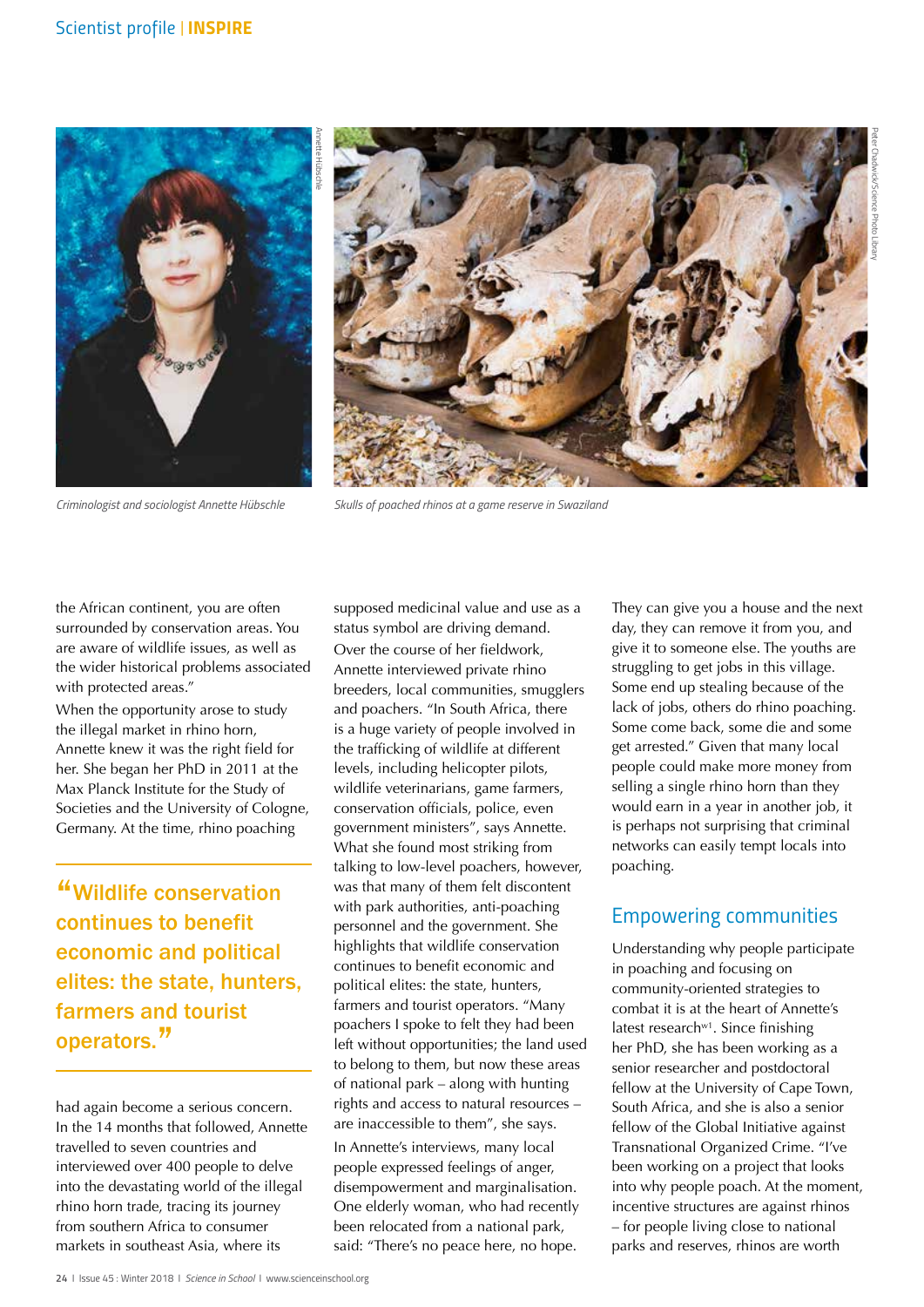*Criminologist and sociologist Annette Hübschle*

*Skulls of poached rhinos at a game reserve in Swaziland*

the African continent, you are often surrounded by conservation areas. You are aware of wildlife issues, as well as the wider historical problems associated with protected areas."

When the opportunity arose to study the illegal market in rhino horn, Annette knew it was the right field for her. She began her PhD in 2011 at the Max Planck Institute for the Study of Societies and the University of Cologne, Germany. At the time, rhino poaching had again become a serious concern. In the 14 months that followed, Annette travelled to seven countries and interviewed over 400 people to delve into the devastating world of the illegal rhino horn trade, tracing its journey from southern Africa to consumer markets in southeast Asia, where its supposed medicinal value and use as a status symbol are driving demand.

> "Wildlife conservation continues to benefit economic and political elites: the state, hunters, farmers and tourist operators."

Over the course of her fieldwork, Annette interviewed private rhino breeders, local communities, smugglers and poachers. "In South Africa, there is a huge variety of people involved in the trafficking of wildlife at different levels, including helicopter pilots, wildlife veterinarians, game farmers, conservation officials, police, even government ministers", says Annette. What she found most striking from talking to low-level poachers, however, was that many of them felt discontent with park authorities, anti-poaching personnel and the government. She highlights that wildlife conservation continues to benefit economic and political elites: the state, hunters, farmers and tourist operators. "Many poachers I spoke to felt they had been left without opportunities; the land used to belong to them, but now these areas of national park – along with hunting rights and access to natural resources – are inaccessible to them", she says.

In Annette's interviews, many local people expressed feelings of anger, disempowerment and marginalisation. One elderly woman, who had recently been relocated from a national park, said: "There's no peace here, no hope. They can give you a house and the next day, they can remove it from you, and give it to someone else. The youths are struggling to get jobs in this village. Some end up stealing because of the lack of jobs, others do rhino poaching. Some come back, some die and some get arrested." Given that many local people could make more money from selling a single rhino horn than they would earn in a year in another job, it is perhaps not surprising that criminal networks can easily tempt locals into poaching.

## Empowering communities

Understanding why people participate in poaching and focusing on community-oriented strategies to combat it is at the heart of Annette's latest research[w1]. Since finishing her PhD, she has been working as a senior researcher and postdoctoral fellow at the University of Cape Town, South Africa, and she is also a senior fellow of the Global Initiative against Transnational Organized Crime. "I've been working on a project that looks into why people poach. At the moment, incentive structures are against rhinos – for people living close to national parks and reserves, rhinos are worth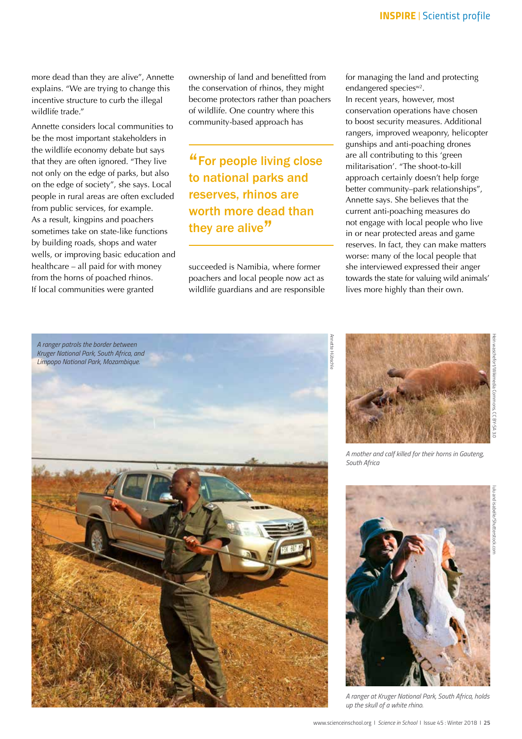more dead than they are alive", Annette explains. "We are trying to change this incentive structure to curb the illegal wildlife trade."

Annette considers local communities to be the most important stakeholders in the wildlife economy debate but says that they are often ignored. "They live not only on the edge of parks, but also on the edge of society", she says. Local people in rural areas are often excluded from public services, for example. As a result, kingpins and poachers sometimes take on state-like functions by building roads, shops and water wells, or improving basic education and healthcare – all paid for with money from the horns of poached rhinos. If local communities were granted ownership of land and benefitted from the conservation of rhinos, they might become protectors rather than poachers of wildlife. One country where this community-based approach has succeeded is Namibia, where former poachers and local people now act as wildlife guardians and are responsible for managing the land and protecting endangered species[w2].

> "For people living close to national parks and reserves, rhinos are worth more dead than they are alive"

In recent years, however, most conservation operations have chosen to boost security measures. Additional rangers, improved weaponry, helicopter gunships and anti-poaching drones are all contributing to this 'green militarisation'. "The shoot-to-kill approach certainly doesn't help forge better community–park relationships", Annette says. She believes that the current anti-poaching measures do not engage with local people who live in or near protected areas and game reserves. In fact, they can make matters worse: many of the local people that she interviewed expressed their anger towards the state for valuing wild animals' lives more highly than their own.

*A ranger patrols the border between Kruger National Park, South Africa, and Limpopo National Park, Mozambique.*

Annette Hübschle

*A mother and calf killed for their horns in Gauteng, South Africa*

Hein waschefort/Wikimedia Commons, CC BY-SA 3.0

*A ranger at Kruger National Park, South Africa, holds up the skull of a white rhino.*

lulu and isabelle/Shutterstock.com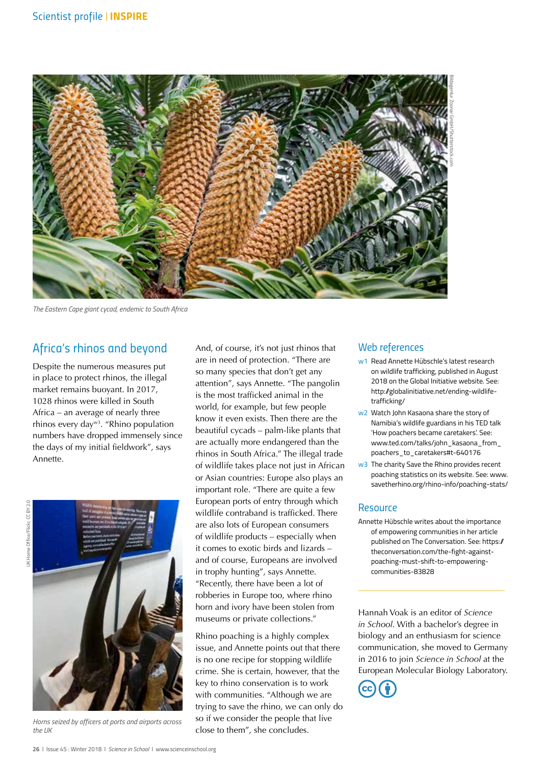The Eastern Cape giant cycad, endemic to South Africa

## Africa's rhinos and beyond

Despite the numerous measures put in place to protect rhinos, the illegal market remains buoyant. In 2017, 1028 rhinos were killed in South Africa – an average of nearly three rhinos every day[w3]. "Rhino population numbers have dropped immensely since the days of my initial fieldwork", says Annette.

Horns seized by officers at ports and airports across the UK

And, of course, it's not just rhinos that are in need of protection. "There are so many species that don't get any attention", says Annette. "The pangolin is the most trafficked animal in the world, for example, but few people know it even exists. Then there are the beautiful cycads – palm-like plants that are actually more endangered than the rhinos in South Africa." The illegal trade of wildlife takes place not just in African or Asian countries: Europe also plays an important role. "There are quite a few European ports of entry through which wildlife contraband is trafficked. There are also lots of European consumers of wildlife products – especially when it comes to exotic birds and lizards – and of course, Europeans are involved in trophy hunting", says Annette. "Recently, there have been a lot of robberies in Europe too, where rhino horn and ivory have been stolen from museums or private collections."

Rhino poaching is a highly complex issue, and Annette points out that there is no one recipe for stopping wildlife crime. She is certain, however, that the key to rhino conservation is to work with communities. "Although we are trying to save the rhino, we can only do so if we consider the people that live close to them", she concludes.

## Web references

- w1 Read Annette Hübschle's latest research on wildlife trafficking, published in August 2018 on the Global Initiative website. See: http://globalinitiative.net/ending-wildlife-trafficking/
- w2 Watch John Kasaona share the story of Namibia's wildlife guardians in his TED talk 'How poachers became caretakers'. See: www.ted.com/talks/john_kasaona_from_poachers_to_caretakers#t-640176
- w3 The charity Save the Rhino provides recent poaching statistics on its website. See: www.savetherhino.org/rhino-info/poaching-stats/

## Resource

Annette Hübschle writes about the importance of empowering communities in her article published on The Conversation. See: https://theconversation.com/the-fight-against-poaching-must-shift-to-empowering-communities-83828

Hannah Voak is an editor of *Science in School*. With a bachelor's degree in biology and an enthusiasm for science communication, she moved to Germany in 2016 to join *Science in School* at the European Molecular Biology Laboratory.